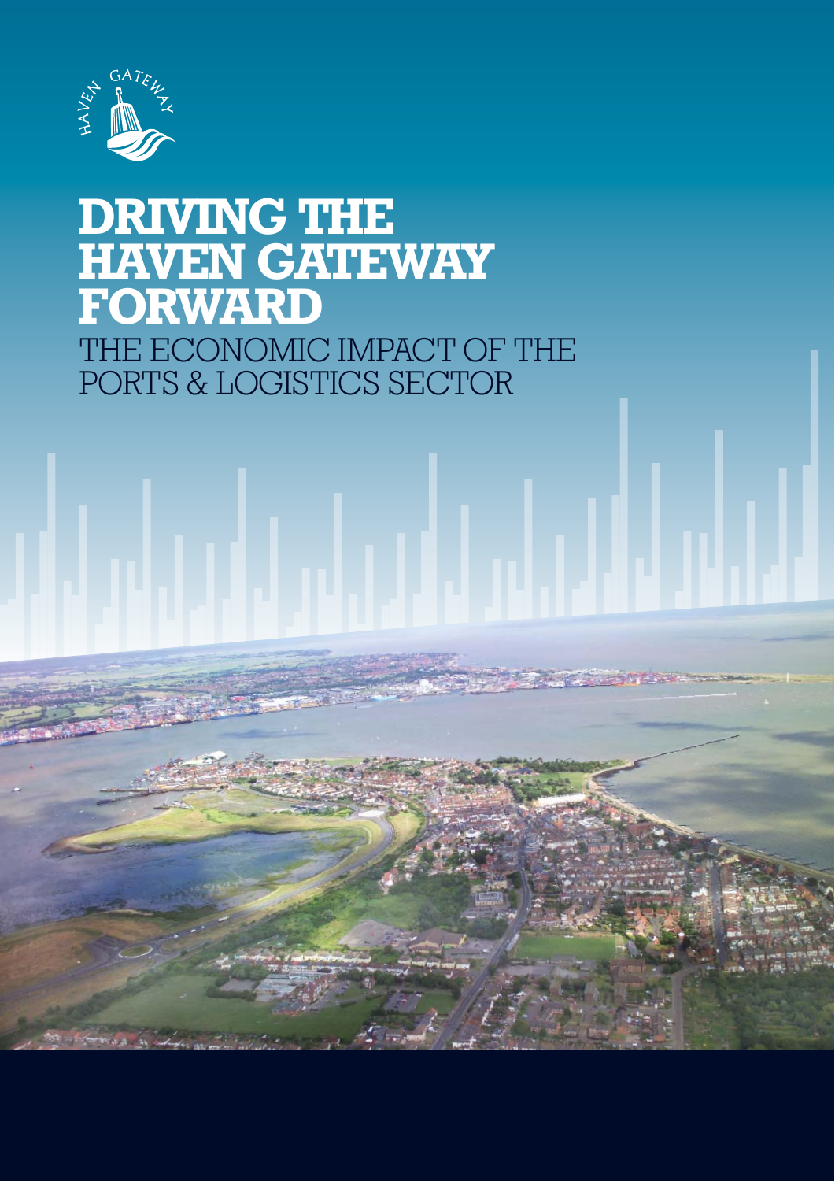HAVEN GATEWAY

# DRIVING THE HAVEN GATEWAY FORWARD

## THE ECONOMIC IMPACT OF THE PORTS & LOGISTICS SECTOR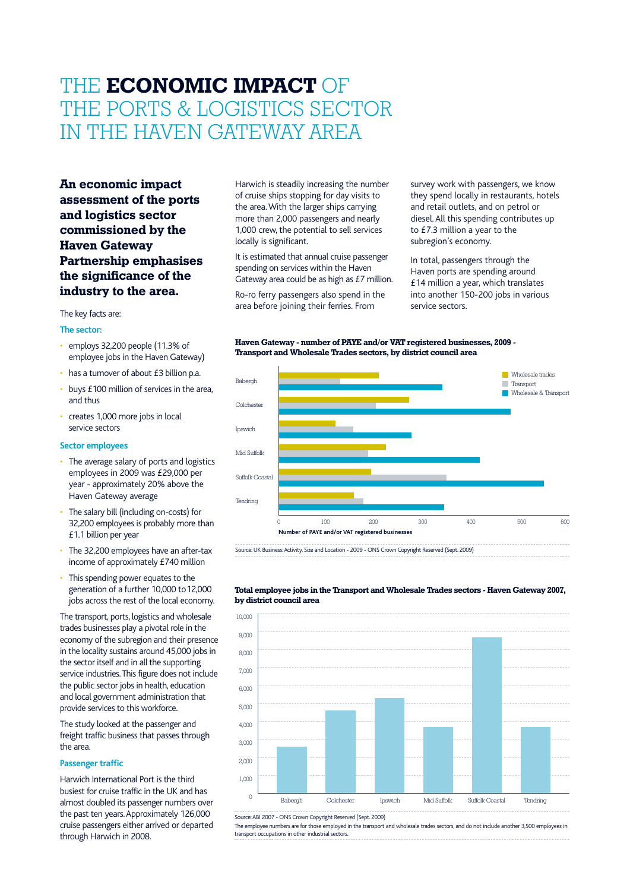# THE **ECONOMIC IMPACT** OF THE PORTS & LOGISTICS SECTOR IN THE HAVEN GATEWAY AREA

**An economic impact assessment of the ports and logistics sector commissioned by the Haven Gateway Partnership emphasises the significance of the industry to the area.**

The key facts are:

### The sector:

- employs 32,200 people (11.3% of employee jobs in the Haven Gateway)
- has a turnover of about £3 billion p.a.
- buys £100 million of services in the area, and thus
- creates 1,000 more jobs in local service sectors

### Sector employees

- The average salary of ports and logistics employees in 2009 was £29,000 per year - approximately 20% above the Haven Gateway average
- The salary bill (including on-costs) for 32,200 employees is probably more than £1.1 billion per year
- The 32,200 employees have an after-tax income of approximately £740 million
- This spending power equates to the generation of a further 10,000 to 12,000 jobs across the rest of the local economy.

The transport, ports, logistics and wholesale trades businesses play a pivotal role in the economy of the subregion and their presence in the locality sustains around 45,000 jobs in the sector itself and in all the supporting service industries. This figure does not include the public sector jobs in health, education and local government administration that provide services to this workforce.

The study looked at the passenger and freight traffic business that passes through the area.

### Passenger traffic

Harwich International Port is the third busiest for cruise traffic in the UK and has almost doubled its passenger numbers over the past ten years. Approximately 126,000 cruise passengers either arrived or departed through Harwich in 2008.

Harwich is steadily increasing the number of cruise ships stopping for day visits to the area. With the larger ships carrying more than 2,000 passengers and nearly 1,000 crew, the potential to sell services locally is significant.

It is estimated that annual cruise passenger spending on services within the Haven Gateway area could be as high as £7 million.

Ro-ro ferry passengers also spend in the area before joining their ferries. From survey work with passengers, we know they spend locally in restaurants, hotels and retail outlets, and on petrol or diesel. All this spending contributes up to £7.3 million a year to the subregion's economy.

In total, passengers through the Haven ports are spending around £14 million a year, which translates into another 150-200 jobs in various service sectors.

**Haven Gateway - number of PAYE and/or VAT registered businesses, 2009 - Transport and Wholesale Trades sectors, by district council area**

| District | Wholesale trades | Transport | Wholesale & Transport |
|---|---|---|---|
| Babergh | ~205 | ~125 | ~335 |
| Colchester | ~270 | ~200 | ~480 |
| Ipswich | ~115 | ~150 | ~275 |
| Mid Suffolk | ~220 | ~185 | ~415 |
| Suffolk Coastal | ~190 | ~345 | ~545 |
| Tendring | ~155 | ~175 | ~340 |

Number of PAYE and/or VAT registered businesses

Source: UK Business: Activity, Size and Location - 2009 - ONS Crown Copyright Reserved (Sept. 2009)

**Total employee jobs in the Transport and Wholesale Trades sectors - Haven Gateway 2007, by district council area**

| District | Employee jobs |
|---|---|
| Babergh | ~2,600 |
| Colchester | ~4,600 |
| Ipswich | ~5,300 |
| Mid Suffolk | ~3,700 |
| Suffolk Coastal | ~8,700 |
| Tendring | ~3,700 |

Source: ABI 2007 - ONS Crown Copyright Reserved (Sept. 2009)

The employee numbers are for those employed in the transport and wholesale trades sectors, and do not include another 3,500 employees in transport occupations in other industrial sectors.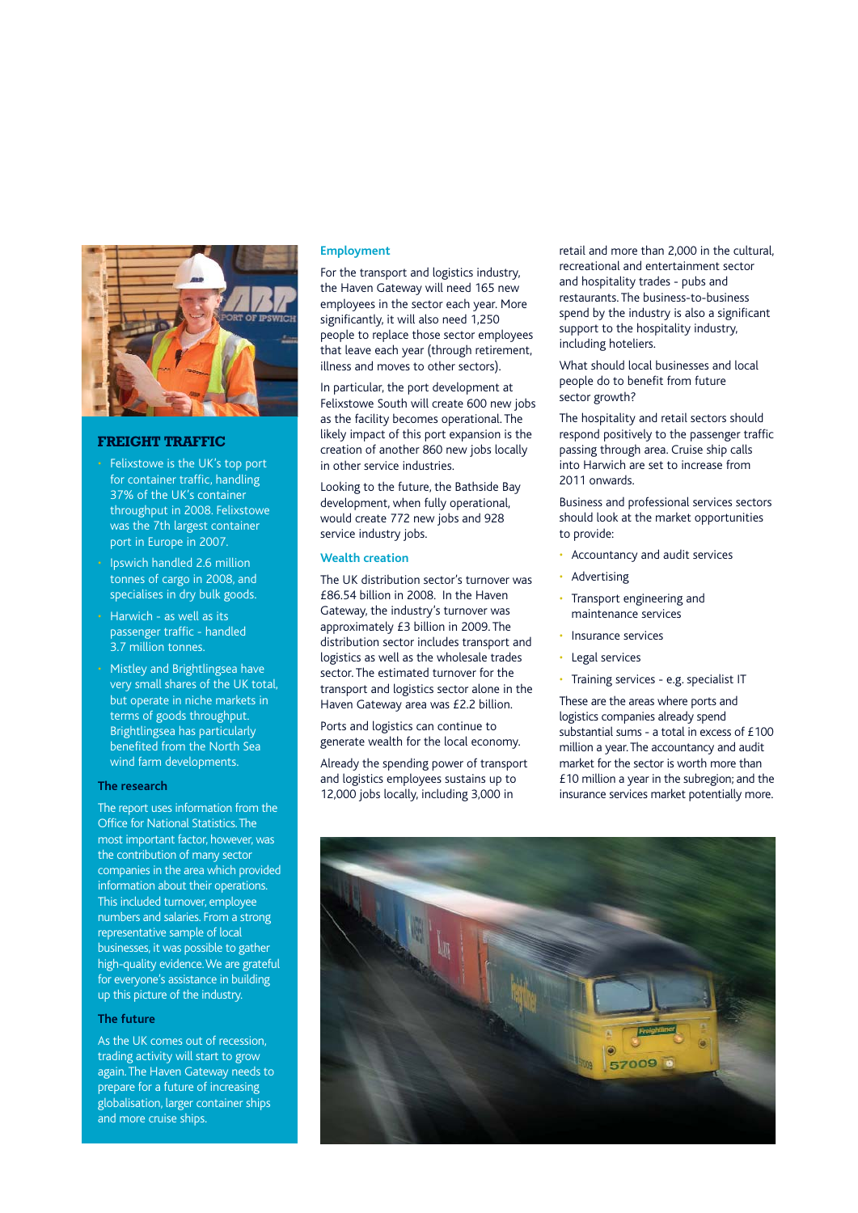## FREIGHT TRAFFIC

- Felixstowe is the UK's top port for container traffic, handling 37% of the UK's container throughput in 2008. Felixstowe was the 7th largest container port in Europe in 2007.
- Ipswich handled 2.6 million tonnes of cargo in 2008, and specialises in dry bulk goods.
- Harwich - as well as its passenger traffic - handled 3.7 million tonnes.
- Mistley and Brightlingsea have very small shares of the UK total, but operate in niche markets in terms of goods throughput. Brightlingsea has particularly benefited from the North Sea wind farm developments.

### The research

The report uses information from the Office for National Statistics. The most important factor, however, was the contribution of many sector companies in the area which provided information about their operations. This included turnover, employee numbers and salaries. From a strong representative sample of local businesses, it was possible to gather high-quality evidence. We are grateful for everyone's assistance in building up this picture of the industry.

### The future

As the UK comes out of recession, trading activity will start to grow again. The Haven Gateway needs to prepare for a future of increasing globalisation, larger container ships and more cruise ships.

### Employment

For the transport and logistics industry, the Haven Gateway will need 165 new employees in the sector each year. More significantly, it will also need 1,250 people to replace those sector employees that leave each year (through retirement, illness and moves to other sectors).

In particular, the port development at Felixstowe South will create 600 new jobs as the facility becomes operational. The likely impact of this port expansion is the creation of another 860 new jobs locally in other service industries.

Looking to the future, the Bathside Bay development, when fully operational, would create 772 new jobs and 928 service industry jobs.

### Wealth creation

The UK distribution sector's turnover was £86.54 billion in 2008. In the Haven Gateway, the industry's turnover was approximately £3 billion in 2009. The distribution sector includes transport and logistics as well as the wholesale trades sector. The estimated turnover for the transport and logistics sector alone in the Haven Gateway area was £2.2 billion.

Ports and logistics can continue to generate wealth for the local economy.

Already the spending power of transport and logistics employees sustains up to 12,000 jobs locally, including 3,000 in retail and more than 2,000 in the cultural, recreational and entertainment sector and hospitality trades - pubs and restaurants. The business-to-business spend by the industry is also a significant support to the hospitality industry, including hoteliers.

What should local businesses and local people do to benefit from future sector growth?

The hospitality and retail sectors should respond positively to the passenger traffic passing through area. Cruise ship calls into Harwich are set to increase from 2011 onwards.

Business and professional services sectors should look at the market opportunities to provide:

- Accountancy and audit services
- Advertising
- Transport engineering and maintenance services
- Insurance services
- Legal services
- Training services - e.g. specialist IT

These are the areas where ports and logistics companies already spend substantial sums - a total in excess of £100 million a year. The accountancy and audit market for the sector is worth more than £10 million a year in the subregion; and the insurance services market potentially more.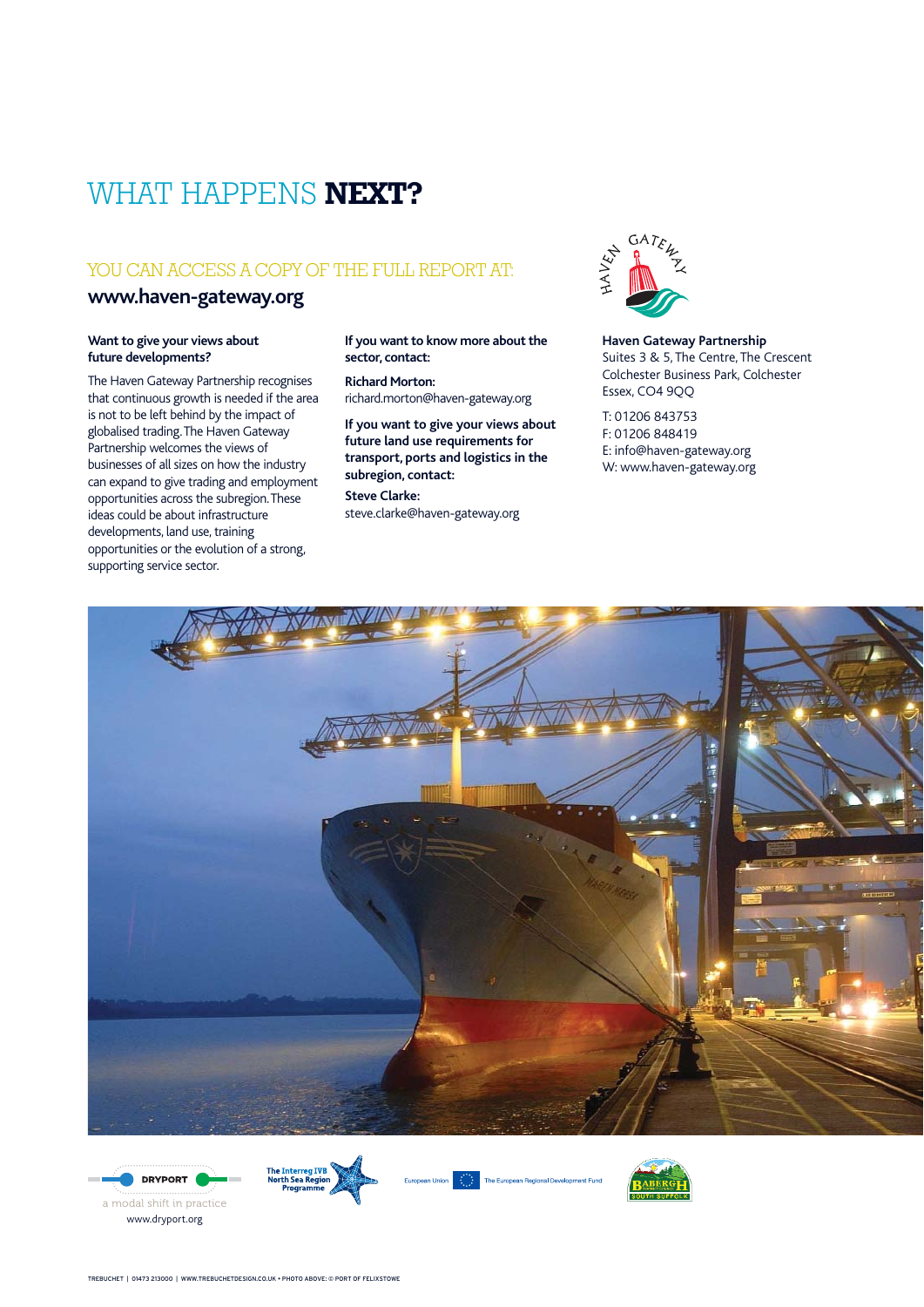# WHAT HAPPENS **NEXT?**

## YOU CAN ACCESS A COPY OF THE FULL REPORT AT:

**www.haven-gateway.org**

**Want to give your views about future developments?**

The Haven Gateway Partnership recognises that continuous growth is needed if the area is not to be left behind by the impact of globalised trading. The Haven Gateway Partnership welcomes the views of businesses of all sizes on how the industry can expand to give trading and employment opportunities across the subregion. These ideas could be about infrastructure developments, land use, training opportunities or the evolution of a strong, supporting service sector.

**If you want to know more about the sector, contact:**

**Richard Morton:**
richard.morton@haven-gateway.org

**If you want to give your views about future land use requirements for transport, ports and logistics in the subregion, contact:**

**Steve Clarke:**
steve.clarke@haven-gateway.org

HAVEN GATEWAY

**Haven Gateway Partnership**
Suites 3 & 5, The Centre, The Crescent
Colchester Business Park, Colchester
Essex, CO4 9QQ

T: 01206 843753
F: 01206 848419
E: info@haven-gateway.org
W: www.haven-gateway.org

DRYPORT
a modal shift in practice
www.dryport.org

The Interreg IVB North Sea Region Programme

European Union | The European Regional Development Fund

BABERGH SOUTH SUFFOLK

TREBUCHET | 01473 213000 | WWW.TREBUCHETDESIGN.CO.UK • PHOTO ABOVE: © PORT OF FELIXSTOWE